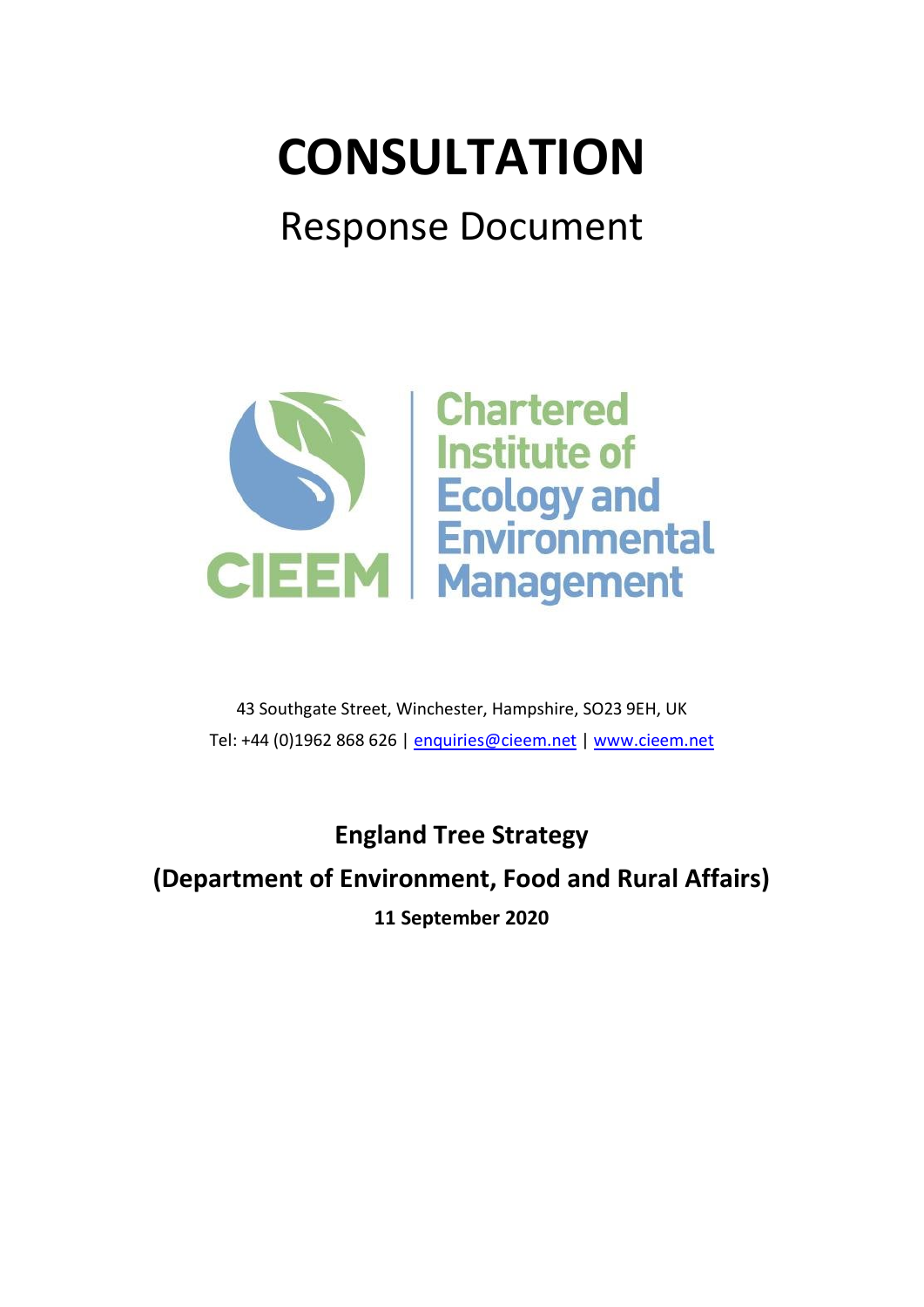# CONSULTATION

## Response Document

CIEEM | Chartered Institute of Ecology and Environmental Management

43 Southgate Street, Winchester, Hampshire, SO23 9EH, UK

Tel: +44 (0)1962 868 626 | enquiries@cieem.net | www.cieem.net

**England Tree Strategy**

**(Department of Environment, Food and Rural Affairs)**

**11 September 2020**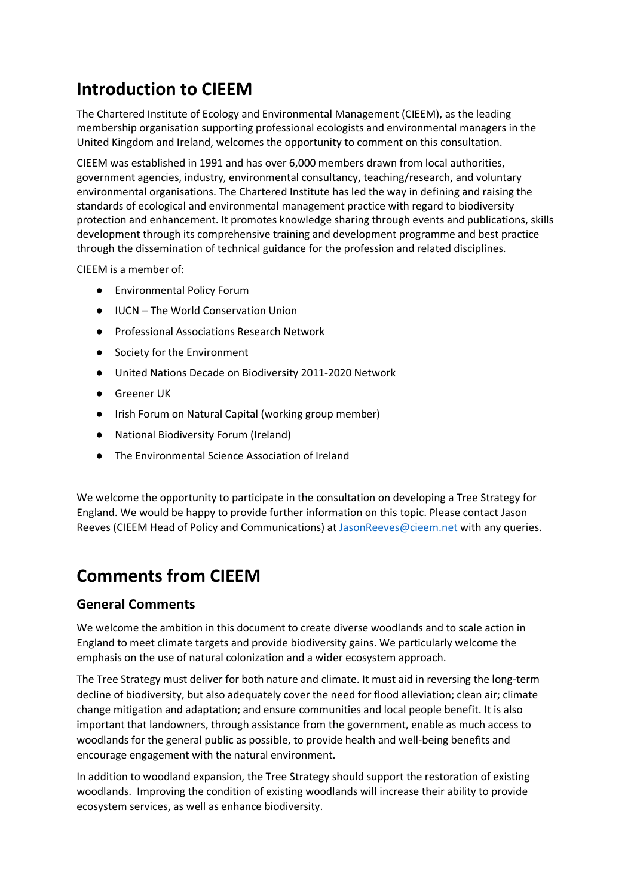# Introduction to CIEEM

The Chartered Institute of Ecology and Environmental Management (CIEEM), as the leading membership organisation supporting professional ecologists and environmental managers in the United Kingdom and Ireland, welcomes the opportunity to comment on this consultation.

CIEEM was established in 1991 and has over 6,000 members drawn from local authorities, government agencies, industry, environmental consultancy, teaching/research, and voluntary environmental organisations. The Chartered Institute has led the way in defining and raising the standards of ecological and environmental management practice with regard to biodiversity protection and enhancement. It promotes knowledge sharing through events and publications, skills development through its comprehensive training and development programme and best practice through the dissemination of technical guidance for the profession and related disciplines.

CIEEM is a member of:

- Environmental Policy Forum
- IUCN – The World Conservation Union
- Professional Associations Research Network
- Society for the Environment
- United Nations Decade on Biodiversity 2011-2020 Network
- Greener UK
- Irish Forum on Natural Capital (working group member)
- National Biodiversity Forum (Ireland)
- The Environmental Science Association of Ireland

We welcome the opportunity to participate in the consultation on developing a Tree Strategy for England. We would be happy to provide further information on this topic. Please contact Jason Reeves (CIEEM Head of Policy and Communications) at JasonReeves@cieem.net with any queries.

# Comments from CIEEM

## General Comments

We welcome the ambition in this document to create diverse woodlands and to scale action in England to meet climate targets and provide biodiversity gains. We particularly welcome the emphasis on the use of natural colonization and a wider ecosystem approach.

The Tree Strategy must deliver for both nature and climate. It must aid in reversing the long-term decline of biodiversity, but also adequately cover the need for flood alleviation; clean air; climate change mitigation and adaptation; and ensure communities and local people benefit. It is also important that landowners, through assistance from the government, enable as much access to woodlands for the general public as possible, to provide health and well-being benefits and encourage engagement with the natural environment.

In addition to woodland expansion, the Tree Strategy should support the restoration of existing woodlands. Improving the condition of existing woodlands will increase their ability to provide ecosystem services, as well as enhance biodiversity.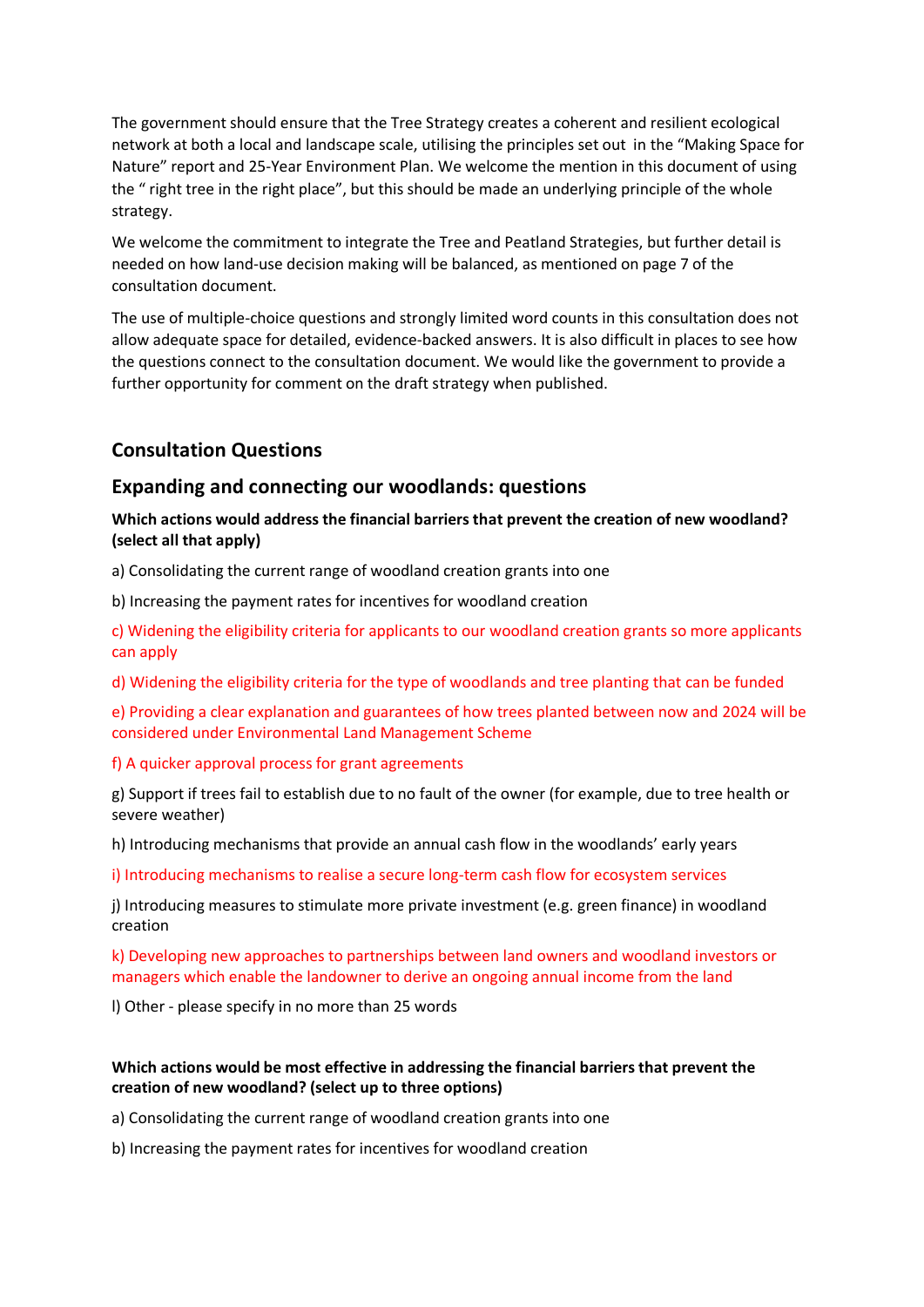The government should ensure that the Tree Strategy creates a coherent and resilient ecological network at both a local and landscape scale, utilising the principles set out in the "Making Space for Nature" report and 25-Year Environment Plan. We welcome the mention in this document of using the " right tree in the right place", but this should be made an underlying principle of the whole strategy.

We welcome the commitment to integrate the Tree and Peatland Strategies, but further detail is needed on how land-use decision making will be balanced, as mentioned on page 7 of the consultation document.

The use of multiple-choice questions and strongly limited word counts in this consultation does not allow adequate space for detailed, evidence-backed answers. It is also difficult in places to see how the questions connect to the consultation document. We would like the government to provide a further opportunity for comment on the draft strategy when published.

## Consultation Questions

## Expanding and connecting our woodlands: questions

**Which actions would address the financial barriers that prevent the creation of new woodland? (select all that apply)**

a) Consolidating the current range of woodland creation grants into one

b) Increasing the payment rates for incentives for woodland creation

c) Widening the eligibility criteria for applicants to our woodland creation grants so more applicants can apply

d) Widening the eligibility criteria for the type of woodlands and tree planting that can be funded

e) Providing a clear explanation and guarantees of how trees planted between now and 2024 will be considered under Environmental Land Management Scheme

f) A quicker approval process for grant agreements

g) Support if trees fail to establish due to no fault of the owner (for example, due to tree health or severe weather)

h) Introducing mechanisms that provide an annual cash flow in the woodlands' early years

i) Introducing mechanisms to realise a secure long-term cash flow for ecosystem services

j) Introducing measures to stimulate more private investment (e.g. green finance) in woodland creation

k) Developing new approaches to partnerships between land owners and woodland investors or managers which enable the landowner to derive an ongoing annual income from the land

l) Other - please specify in no more than 25 words

**Which actions would be most effective in addressing the financial barriers that prevent the creation of new woodland? (select up to three options)**

a) Consolidating the current range of woodland creation grants into one

b) Increasing the payment rates for incentives for woodland creation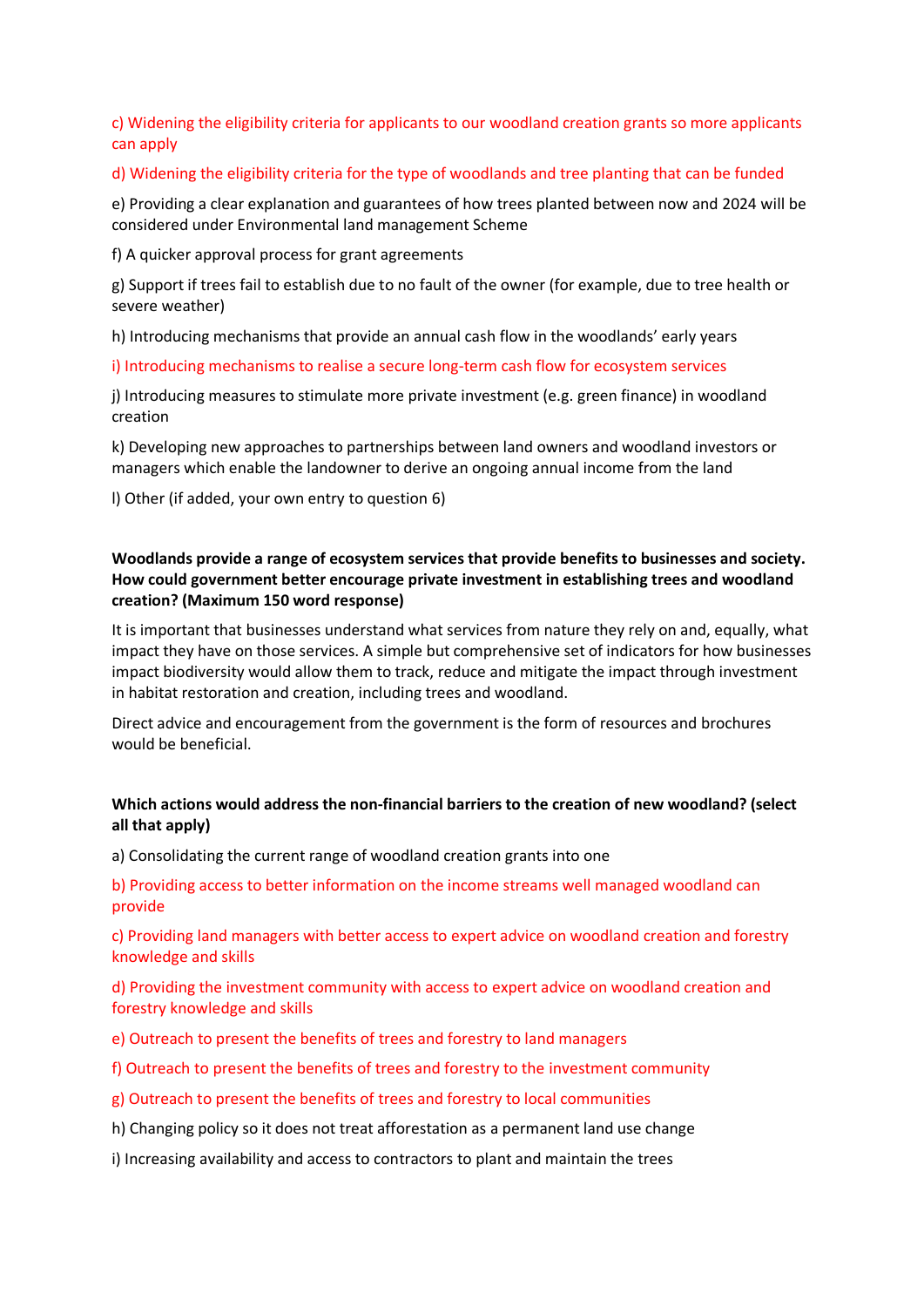c) Widening the eligibility criteria for applicants to our woodland creation grants so more applicants can apply

d) Widening the eligibility criteria for the type of woodlands and tree planting that can be funded

e) Providing a clear explanation and guarantees of how trees planted between now and 2024 will be considered under Environmental land management Scheme

f) A quicker approval process for grant agreements

g) Support if trees fail to establish due to no fault of the owner (for example, due to tree health or severe weather)

h) Introducing mechanisms that provide an annual cash flow in the woodlands' early years

i) Introducing mechanisms to realise a secure long-term cash flow for ecosystem services

j) Introducing measures to stimulate more private investment (e.g. green finance) in woodland creation

k) Developing new approaches to partnerships between land owners and woodland investors or managers which enable the landowner to derive an ongoing annual income from the land

l) Other (if added, your own entry to question 6)

**Woodlands provide a range of ecosystem services that provide benefits to businesses and society. How could government better encourage private investment in establishing trees and woodland creation? (Maximum 150 word response)**

It is important that businesses understand what services from nature they rely on and, equally, what impact they have on those services. A simple but comprehensive set of indicators for how businesses impact biodiversity would allow them to track, reduce and mitigate the impact through investment in habitat restoration and creation, including trees and woodland.

Direct advice and encouragement from the government is the form of resources and brochures would be beneficial.

**Which actions would address the non-financial barriers to the creation of new woodland? (select all that apply)**

a) Consolidating the current range of woodland creation grants into one

b) Providing access to better information on the income streams well managed woodland can provide

c) Providing land managers with better access to expert advice on woodland creation and forestry knowledge and skills

d) Providing the investment community with access to expert advice on woodland creation and forestry knowledge and skills

e) Outreach to present the benefits of trees and forestry to land managers

f) Outreach to present the benefits of trees and forestry to the investment community

g) Outreach to present the benefits of trees and forestry to local communities

h) Changing policy so it does not treat afforestation as a permanent land use change

i) Increasing availability and access to contractors to plant and maintain the trees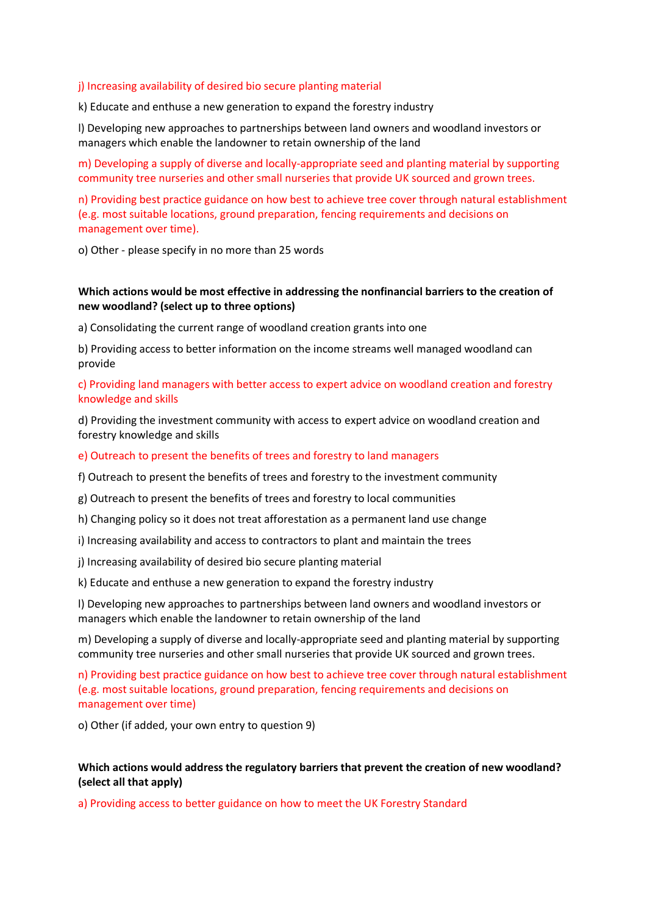j) Increasing availability of desired bio secure planting material

k) Educate and enthuse a new generation to expand the forestry industry

l) Developing new approaches to partnerships between land owners and woodland investors or managers which enable the landowner to retain ownership of the land

m) Developing a supply of diverse and locally-appropriate seed and planting material by supporting community tree nurseries and other small nurseries that provide UK sourced and grown trees.

n) Providing best practice guidance on how best to achieve tree cover through natural establishment (e.g. most suitable locations, ground preparation, fencing requirements and decisions on management over time).

o) Other - please specify in no more than 25 words

**Which actions would be most effective in addressing the nonfinancial barriers to the creation of new woodland? (select up to three options)**

a) Consolidating the current range of woodland creation grants into one

b) Providing access to better information on the income streams well managed woodland can provide

c) Providing land managers with better access to expert advice on woodland creation and forestry knowledge and skills

d) Providing the investment community with access to expert advice on woodland creation and forestry knowledge and skills

e) Outreach to present the benefits of trees and forestry to land managers

f) Outreach to present the benefits of trees and forestry to the investment community

g) Outreach to present the benefits of trees and forestry to local communities

h) Changing policy so it does not treat afforestation as a permanent land use change

i) Increasing availability and access to contractors to plant and maintain the trees

j) Increasing availability of desired bio secure planting material

k) Educate and enthuse a new generation to expand the forestry industry

l) Developing new approaches to partnerships between land owners and woodland investors or managers which enable the landowner to retain ownership of the land

m) Developing a supply of diverse and locally-appropriate seed and planting material by supporting community tree nurseries and other small nurseries that provide UK sourced and grown trees.

n) Providing best practice guidance on how best to achieve tree cover through natural establishment (e.g. most suitable locations, ground preparation, fencing requirements and decisions on management over time)

o) Other (if added, your own entry to question 9)

**Which actions would address the regulatory barriers that prevent the creation of new woodland? (select all that apply)**

a) Providing access to better guidance on how to meet the UK Forestry Standard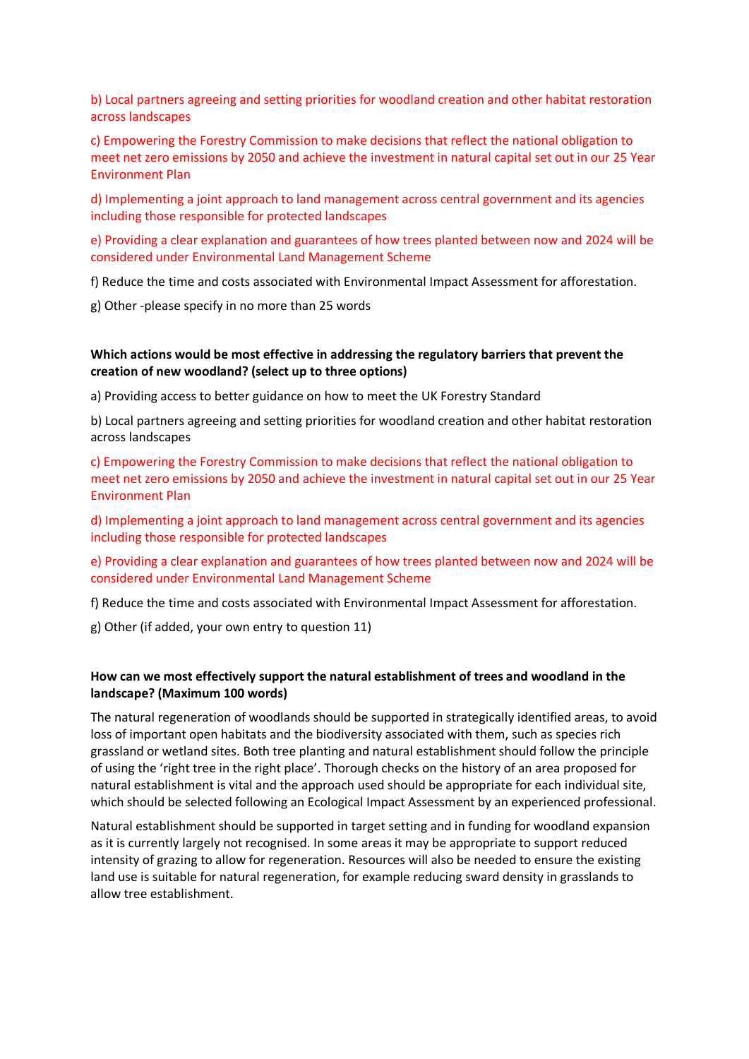b) Local partners agreeing and setting priorities for woodland creation and other habitat restoration across landscapes

c) Empowering the Forestry Commission to make decisions that reflect the national obligation to meet net zero emissions by 2050 and achieve the investment in natural capital set out in our 25 Year Environment Plan

d) Implementing a joint approach to land management across central government and its agencies including those responsible for protected landscapes

e) Providing a clear explanation and guarantees of how trees planted between now and 2024 will be considered under Environmental Land Management Scheme

f) Reduce the time and costs associated with Environmental Impact Assessment for afforestation.

g) Other -please specify in no more than 25 words

**Which actions would be most effective in addressing the regulatory barriers that prevent the creation of new woodland? (select up to three options)**

a) Providing access to better guidance on how to meet the UK Forestry Standard

b) Local partners agreeing and setting priorities for woodland creation and other habitat restoration across landscapes

c) Empowering the Forestry Commission to make decisions that reflect the national obligation to meet net zero emissions by 2050 and achieve the investment in natural capital set out in our 25 Year Environment Plan

d) Implementing a joint approach to land management across central government and its agencies including those responsible for protected landscapes

e) Providing a clear explanation and guarantees of how trees planted between now and 2024 will be considered under Environmental Land Management Scheme

f) Reduce the time and costs associated with Environmental Impact Assessment for afforestation.

g) Other (if added, your own entry to question 11)

**How can we most effectively support the natural establishment of trees and woodland in the landscape? (Maximum 100 words)**

The natural regeneration of woodlands should be supported in strategically identified areas, to avoid loss of important open habitats and the biodiversity associated with them, such as species rich grassland or wetland sites. Both tree planting and natural establishment should follow the principle of using the 'right tree in the right place'. Thorough checks on the history of an area proposed for natural establishment is vital and the approach used should be appropriate for each individual site, which should be selected following an Ecological Impact Assessment by an experienced professional.

Natural establishment should be supported in target setting and in funding for woodland expansion as it is currently largely not recognised. In some areas it may be appropriate to support reduced intensity of grazing to allow for regeneration. Resources will also be needed to ensure the existing land use is suitable for natural regeneration, for example reducing sward density in grasslands to allow tree establishment.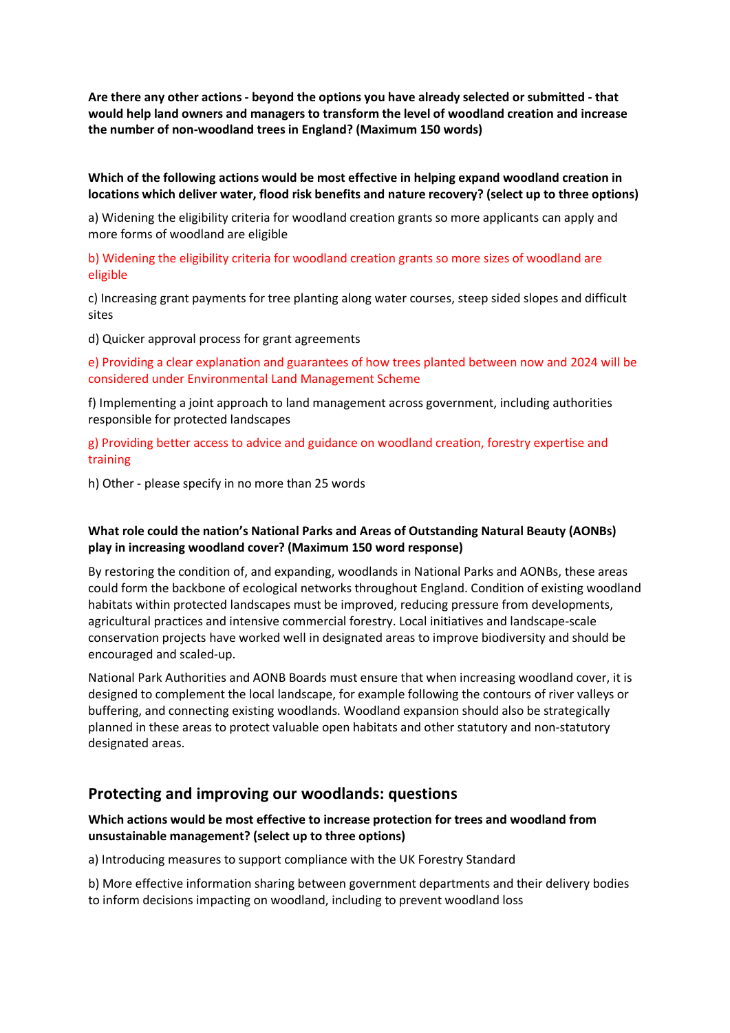**Are there any other actions - beyond the options you have already selected or submitted - that would help land owners and managers to transform the level of woodland creation and increase the number of non-woodland trees in England? (Maximum 150 words)**

**Which of the following actions would be most effective in helping expand woodland creation in locations which deliver water, flood risk benefits and nature recovery? (select up to three options)**

a) Widening the eligibility criteria for woodland creation grants so more applicants can apply and more forms of woodland are eligible

b) Widening the eligibility criteria for woodland creation grants so more sizes of woodland are eligible

c) Increasing grant payments for tree planting along water courses, steep sided slopes and difficult sites

d) Quicker approval process for grant agreements

e) Providing a clear explanation and guarantees of how trees planted between now and 2024 will be considered under Environmental Land Management Scheme

f) Implementing a joint approach to land management across government, including authorities responsible for protected landscapes

g) Providing better access to advice and guidance on woodland creation, forestry expertise and training

h) Other - please specify in no more than 25 words

**What role could the nation's National Parks and Areas of Outstanding Natural Beauty (AONBs) play in increasing woodland cover? (Maximum 150 word response)**

By restoring the condition of, and expanding, woodlands in National Parks and AONBs, these areas could form the backbone of ecological networks throughout England. Condition of existing woodland habitats within protected landscapes must be improved, reducing pressure from developments, agricultural practices and intensive commercial forestry. Local initiatives and landscape-scale conservation projects have worked well in designated areas to improve biodiversity and should be encouraged and scaled-up.

National Park Authorities and AONB Boards must ensure that when increasing woodland cover, it is designed to complement the local landscape, for example following the contours of river valleys or buffering, and connecting existing woodlands. Woodland expansion should also be strategically planned in these areas to protect valuable open habitats and other statutory and non-statutory designated areas.

## Protecting and improving our woodlands: questions

**Which actions would be most effective to increase protection for trees and woodland from unsustainable management? (select up to three options)**

a) Introducing measures to support compliance with the UK Forestry Standard

b) More effective information sharing between government departments and their delivery bodies to inform decisions impacting on woodland, including to prevent woodland loss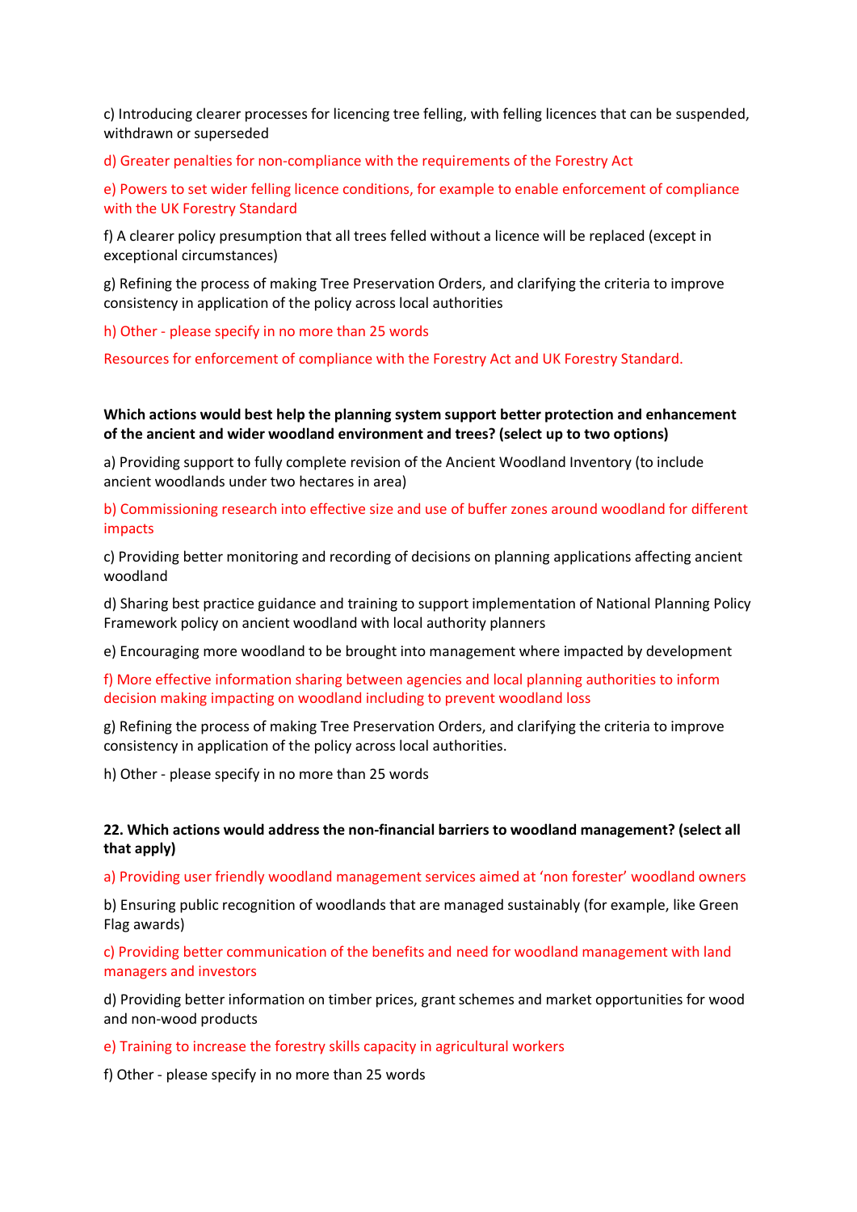c) Introducing clearer processes for licencing tree felling, with felling licences that can be suspended, withdrawn or superseded

d) Greater penalties for non-compliance with the requirements of the Forestry Act

e) Powers to set wider felling licence conditions, for example to enable enforcement of compliance with the UK Forestry Standard

f) A clearer policy presumption that all trees felled without a licence will be replaced (except in exceptional circumstances)

g) Refining the process of making Tree Preservation Orders, and clarifying the criteria to improve consistency in application of the policy across local authorities

h) Other - please specify in no more than 25 words

Resources for enforcement of compliance with the Forestry Act and UK Forestry Standard.

**Which actions would best help the planning system support better protection and enhancement of the ancient and wider woodland environment and trees? (select up to two options)**

a) Providing support to fully complete revision of the Ancient Woodland Inventory (to include ancient woodlands under two hectares in area)

b) Commissioning research into effective size and use of buffer zones around woodland for different impacts

c) Providing better monitoring and recording of decisions on planning applications affecting ancient woodland

d) Sharing best practice guidance and training to support implementation of National Planning Policy Framework policy on ancient woodland with local authority planners

e) Encouraging more woodland to be brought into management where impacted by development

f) More effective information sharing between agencies and local planning authorities to inform decision making impacting on woodland including to prevent woodland loss

g) Refining the process of making Tree Preservation Orders, and clarifying the criteria to improve consistency in application of the policy across local authorities.

h) Other - please specify in no more than 25 words

**22. Which actions would address the non-financial barriers to woodland management? (select all that apply)**

a) Providing user friendly woodland management services aimed at 'non forester' woodland owners

b) Ensuring public recognition of woodlands that are managed sustainably (for example, like Green Flag awards)

c) Providing better communication of the benefits and need for woodland management with land managers and investors

d) Providing better information on timber prices, grant schemes and market opportunities for wood and non-wood products

e) Training to increase the forestry skills capacity in agricultural workers

f) Other - please specify in no more than 25 words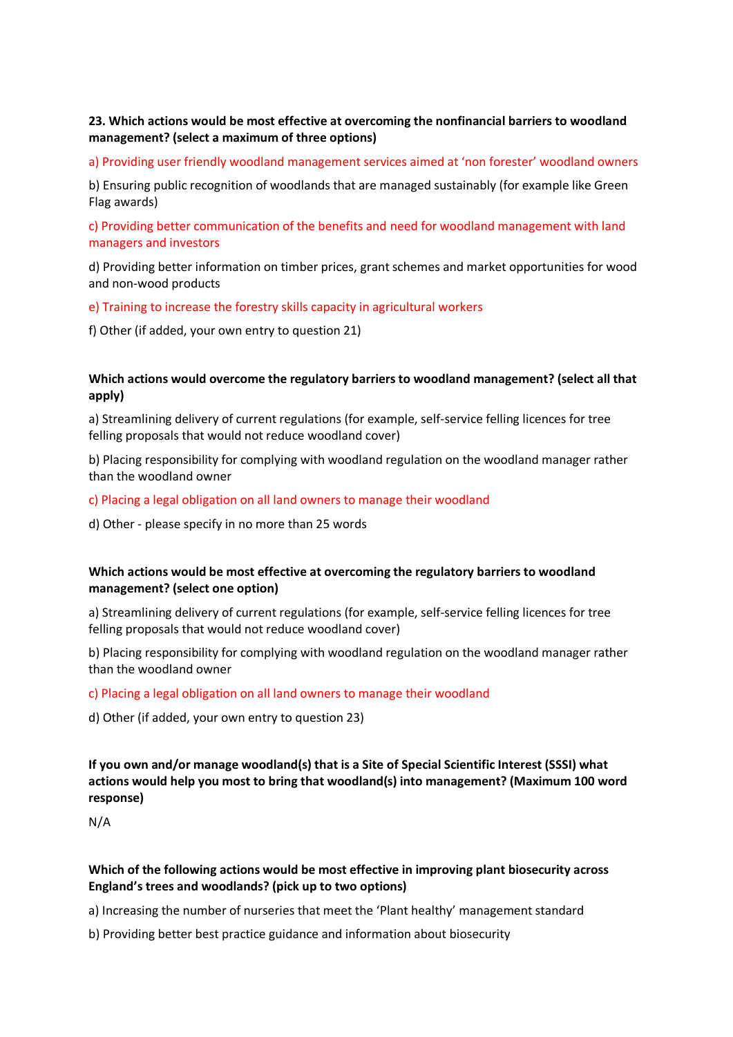**23. Which actions would be most effective at overcoming the nonfinancial barriers to woodland management? (select a maximum of three options)**

a) Providing user friendly woodland management services aimed at 'non forester' woodland owners

b) Ensuring public recognition of woodlands that are managed sustainably (for example like Green Flag awards)

c) Providing better communication of the benefits and need for woodland management with land managers and investors

d) Providing better information on timber prices, grant schemes and market opportunities for wood and non-wood products

e) Training to increase the forestry skills capacity in agricultural workers

f) Other (if added, your own entry to question 21)

**Which actions would overcome the regulatory barriers to woodland management? (select all that apply)**

a) Streamlining delivery of current regulations (for example, self-service felling licences for tree felling proposals that would not reduce woodland cover)

b) Placing responsibility for complying with woodland regulation on the woodland manager rather than the woodland owner

c) Placing a legal obligation on all land owners to manage their woodland

d) Other - please specify in no more than 25 words

**Which actions would be most effective at overcoming the regulatory barriers to woodland management? (select one option)**

a) Streamlining delivery of current regulations (for example, self-service felling licences for tree felling proposals that would not reduce woodland cover)

b) Placing responsibility for complying with woodland regulation on the woodland manager rather than the woodland owner

c) Placing a legal obligation on all land owners to manage their woodland

d) Other (if added, your own entry to question 23)

**If you own and/or manage woodland(s) that is a Site of Special Scientific Interest (SSSI) what actions would help you most to bring that woodland(s) into management? (Maximum 100 word response)**

N/A

**Which of the following actions would be most effective in improving plant biosecurity across England's trees and woodlands? (pick up to two options)**

a) Increasing the number of nurseries that meet the 'Plant healthy' management standard

b) Providing better best practice guidance and information about biosecurity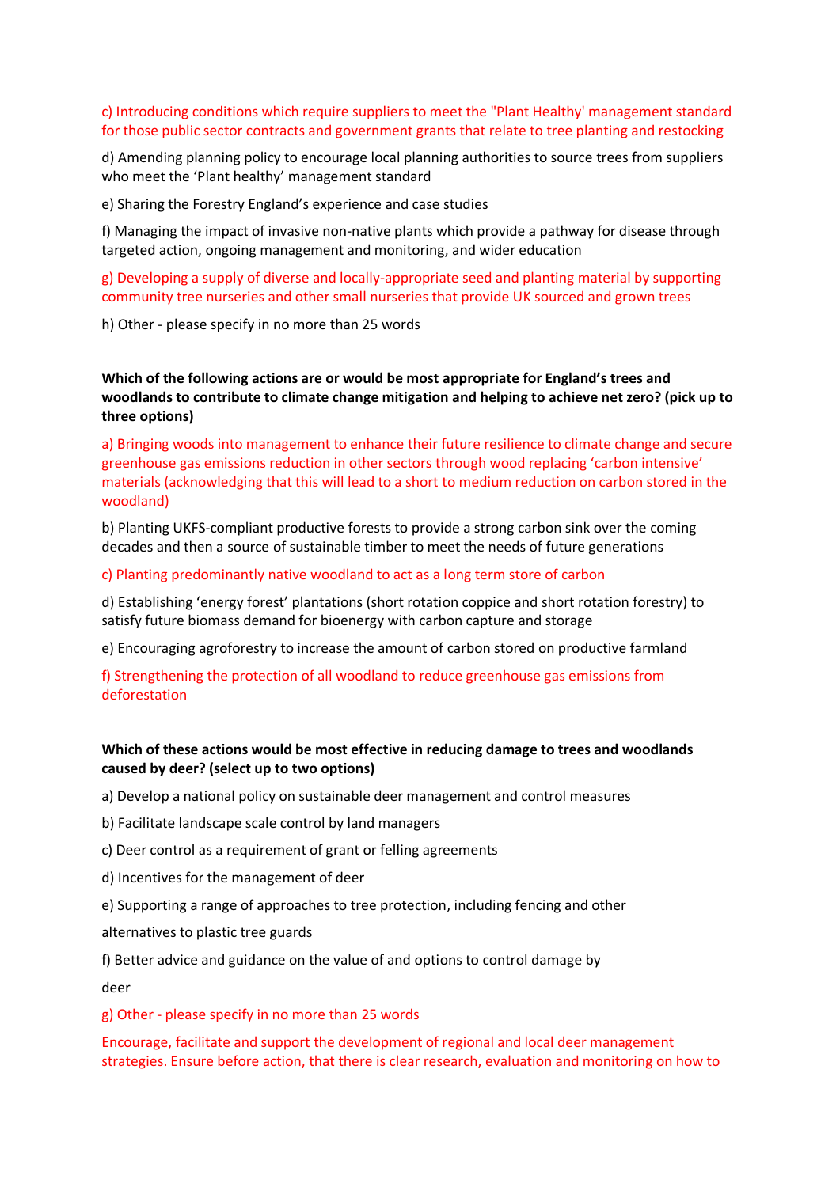c) Introducing conditions which require suppliers to meet the "Plant Healthy' management standard for those public sector contracts and government grants that relate to tree planting and restocking

d) Amending planning policy to encourage local planning authorities to source trees from suppliers who meet the 'Plant healthy' management standard

e) Sharing the Forestry England's experience and case studies

f) Managing the impact of invasive non-native plants which provide a pathway for disease through targeted action, ongoing management and monitoring, and wider education

g) Developing a supply of diverse and locally-appropriate seed and planting material by supporting community tree nurseries and other small nurseries that provide UK sourced and grown trees

h) Other - please specify in no more than 25 words

**Which of the following actions are or would be most appropriate for England's trees and woodlands to contribute to climate change mitigation and helping to achieve net zero? (pick up to three options)**

a) Bringing woods into management to enhance their future resilience to climate change and secure greenhouse gas emissions reduction in other sectors through wood replacing 'carbon intensive' materials (acknowledging that this will lead to a short to medium reduction on carbon stored in the woodland)

b) Planting UKFS-compliant productive forests to provide a strong carbon sink over the coming decades and then a source of sustainable timber to meet the needs of future generations

c) Planting predominantly native woodland to act as a long term store of carbon

d) Establishing 'energy forest' plantations (short rotation coppice and short rotation forestry) to satisfy future biomass demand for bioenergy with carbon capture and storage

e) Encouraging agroforestry to increase the amount of carbon stored on productive farmland

f) Strengthening the protection of all woodland to reduce greenhouse gas emissions from deforestation

**Which of these actions would be most effective in reducing damage to trees and woodlands caused by deer? (select up to two options)**

a) Develop a national policy on sustainable deer management and control measures

b) Facilitate landscape scale control by land managers

c) Deer control as a requirement of grant or felling agreements

d) Incentives for the management of deer

e) Supporting a range of approaches to tree protection, including fencing and other alternatives to plastic tree guards

f) Better advice and guidance on the value of and options to control damage by deer

g) Other - please specify in no more than 25 words

Encourage, facilitate and support the development of regional and local deer management strategies. Ensure before action, that there is clear research, evaluation and monitoring on how to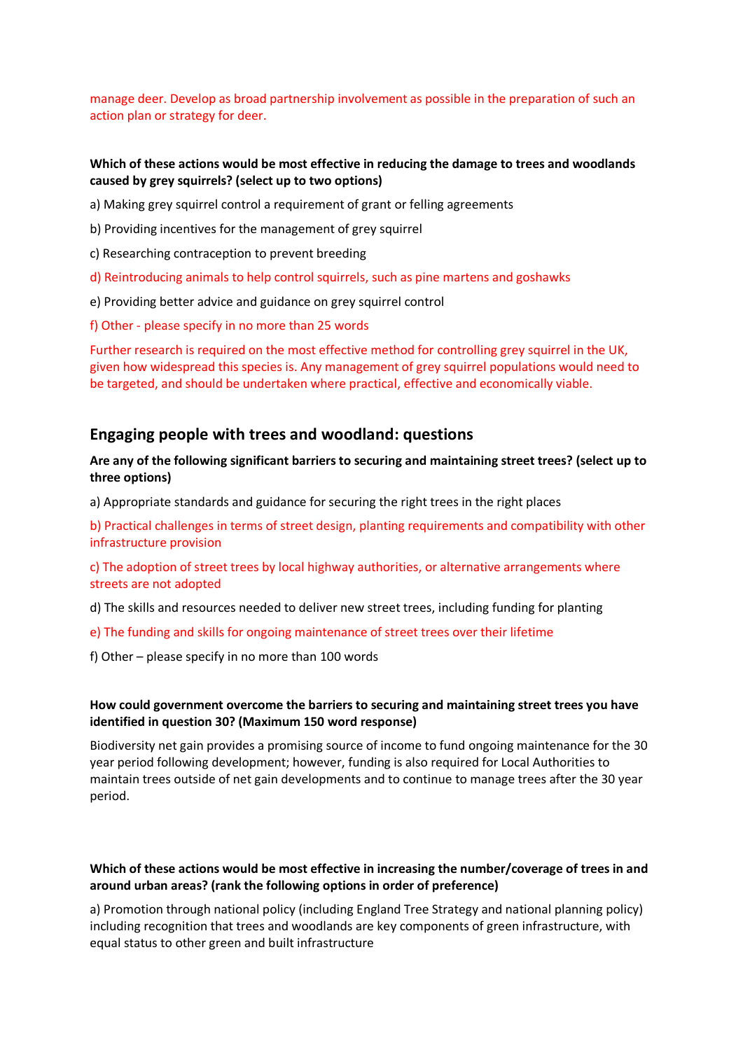manage deer. Develop as broad partnership involvement as possible in the preparation of such an action plan or strategy for deer.

**Which of these actions would be most effective in reducing the damage to trees and woodlands caused by grey squirrels? (select up to two options)**

a) Making grey squirrel control a requirement of grant or felling agreements

b) Providing incentives for the management of grey squirrel

c) Researching contraception to prevent breeding

d) Reintroducing animals to help control squirrels, such as pine martens and goshawks

e) Providing better advice and guidance on grey squirrel control

f) Other - please specify in no more than 25 words

Further research is required on the most effective method for controlling grey squirrel in the UK, given how widespread this species is. Any management of grey squirrel populations would need to be targeted, and should be undertaken where practical, effective and economically viable.

## Engaging people with trees and woodland: questions

**Are any of the following significant barriers to securing and maintaining street trees? (select up to three options)**

a) Appropriate standards and guidance for securing the right trees in the right places

b) Practical challenges in terms of street design, planting requirements and compatibility with other infrastructure provision

c) The adoption of street trees by local highway authorities, or alternative arrangements where streets are not adopted

d) The skills and resources needed to deliver new street trees, including funding for planting

e) The funding and skills for ongoing maintenance of street trees over their lifetime

f) Other – please specify in no more than 100 words

**How could government overcome the barriers to securing and maintaining street trees you have identified in question 30? (Maximum 150 word response)**

Biodiversity net gain provides a promising source of income to fund ongoing maintenance for the 30 year period following development; however, funding is also required for Local Authorities to maintain trees outside of net gain developments and to continue to manage trees after the 30 year period.

**Which of these actions would be most effective in increasing the number/coverage of trees in and around urban areas? (rank the following options in order of preference)**

a) Promotion through national policy (including England Tree Strategy and national planning policy) including recognition that trees and woodlands are key components of green infrastructure, with equal status to other green and built infrastructure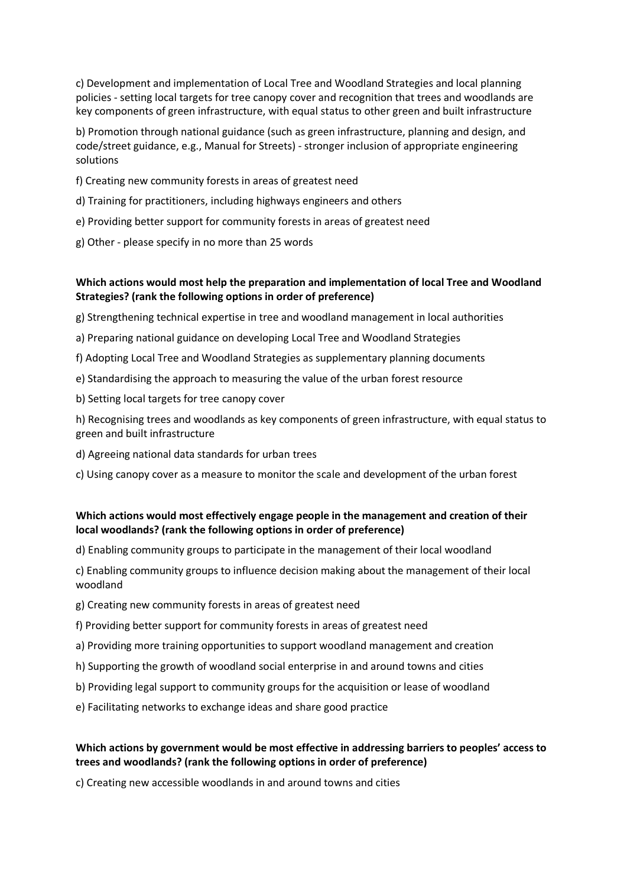c) Development and implementation of Local Tree and Woodland Strategies and local planning policies - setting local targets for tree canopy cover and recognition that trees and woodlands are key components of green infrastructure, with equal status to other green and built infrastructure

b) Promotion through national guidance (such as green infrastructure, planning and design, and code/street guidance, e.g., Manual for Streets) - stronger inclusion of appropriate engineering solutions

f) Creating new community forests in areas of greatest need

d) Training for practitioners, including highways engineers and others

e) Providing better support for community forests in areas of greatest need

g) Other - please specify in no more than 25 words

**Which actions would most help the preparation and implementation of local Tree and Woodland Strategies? (rank the following options in order of preference)**

g) Strengthening technical expertise in tree and woodland management in local authorities

a) Preparing national guidance on developing Local Tree and Woodland Strategies

f) Adopting Local Tree and Woodland Strategies as supplementary planning documents

e) Standardising the approach to measuring the value of the urban forest resource

b) Setting local targets for tree canopy cover

h) Recognising trees and woodlands as key components of green infrastructure, with equal status to green and built infrastructure

d) Agreeing national data standards for urban trees

c) Using canopy cover as a measure to monitor the scale and development of the urban forest

**Which actions would most effectively engage people in the management and creation of their local woodlands? (rank the following options in order of preference)**

d) Enabling community groups to participate in the management of their local woodland

c) Enabling community groups to influence decision making about the management of their local woodland

g) Creating new community forests in areas of greatest need

f) Providing better support for community forests in areas of greatest need

a) Providing more training opportunities to support woodland management and creation

h) Supporting the growth of woodland social enterprise in and around towns and cities

b) Providing legal support to community groups for the acquisition or lease of woodland

e) Facilitating networks to exchange ideas and share good practice

**Which actions by government would be most effective in addressing barriers to peoples' access to trees and woodlands? (rank the following options in order of preference)**

c) Creating new accessible woodlands in and around towns and cities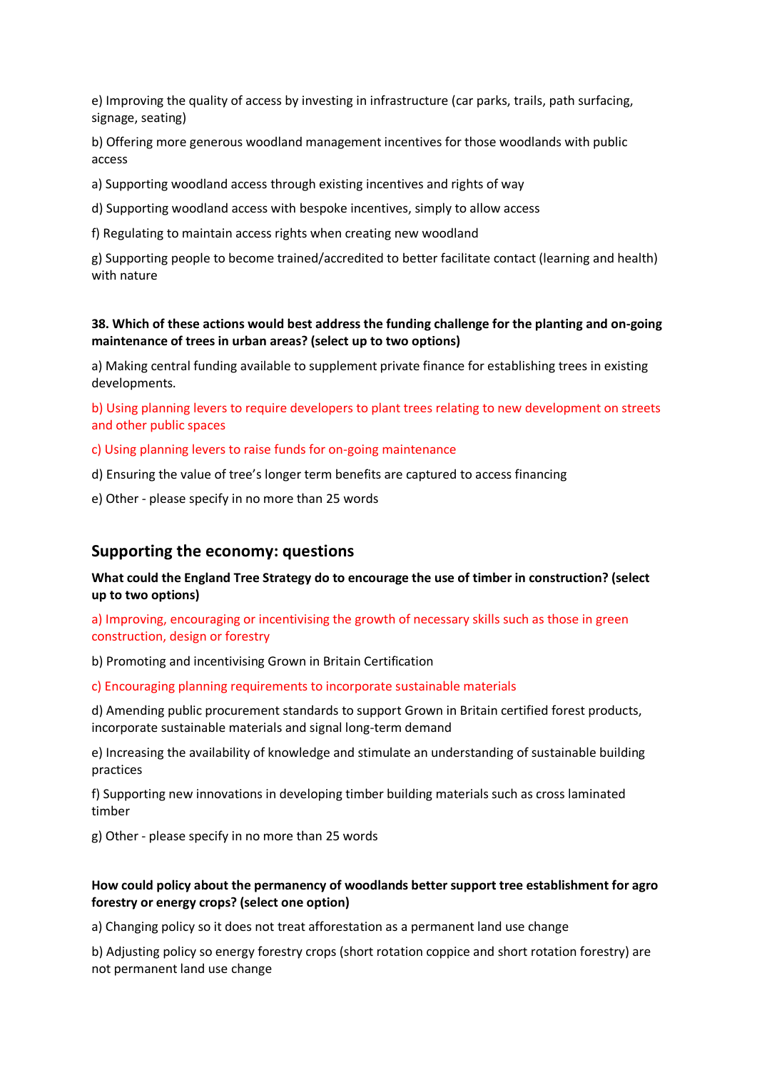e) Improving the quality of access by investing in infrastructure (car parks, trails, path surfacing, signage, seating)

b) Offering more generous woodland management incentives for those woodlands with public access

a) Supporting woodland access through existing incentives and rights of way

d) Supporting woodland access with bespoke incentives, simply to allow access

f) Regulating to maintain access rights when creating new woodland

g) Supporting people to become trained/accredited to better facilitate contact (learning and health) with nature

**38. Which of these actions would best address the funding challenge for the planting and on-going maintenance of trees in urban areas? (select up to two options)**

a) Making central funding available to supplement private finance for establishing trees in existing developments.

b) Using planning levers to require developers to plant trees relating to new development on streets and other public spaces

c) Using planning levers to raise funds for on-going maintenance

d) Ensuring the value of tree's longer term benefits are captured to access financing

e) Other - please specify in no more than 25 words

## Supporting the economy: questions

**What could the England Tree Strategy do to encourage the use of timber in construction? (select up to two options)**

a) Improving, encouraging or incentivising the growth of necessary skills such as those in green construction, design or forestry

b) Promoting and incentivising Grown in Britain Certification

c) Encouraging planning requirements to incorporate sustainable materials

d) Amending public procurement standards to support Grown in Britain certified forest products, incorporate sustainable materials and signal long-term demand

e) Increasing the availability of knowledge and stimulate an understanding of sustainable building practices

f) Supporting new innovations in developing timber building materials such as cross laminated timber

g) Other - please specify in no more than 25 words

**How could policy about the permanency of woodlands better support tree establishment for agro forestry or energy crops? (select one option)**

a) Changing policy so it does not treat afforestation as a permanent land use change

b) Adjusting policy so energy forestry crops (short rotation coppice and short rotation forestry) are not permanent land use change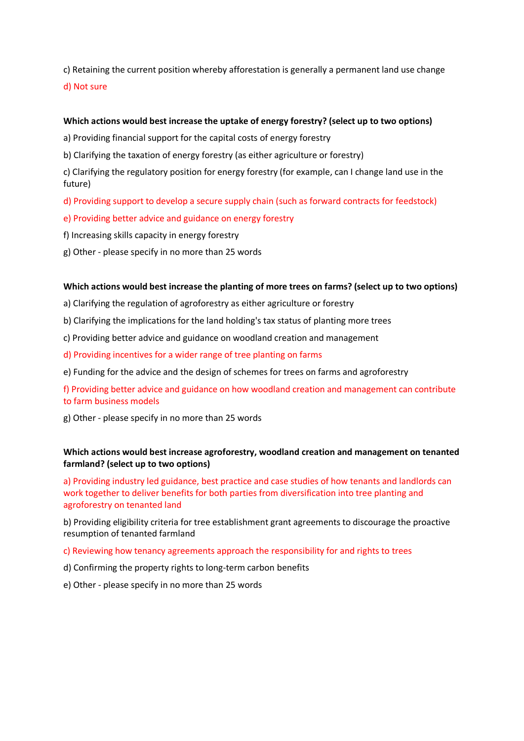c) Retaining the current position whereby afforestation is generally a permanent land use change

d) Not sure

**Which actions would best increase the uptake of energy forestry? (select up to two options)**

a) Providing financial support for the capital costs of energy forestry

b) Clarifying the taxation of energy forestry (as either agriculture or forestry)

c) Clarifying the regulatory position for energy forestry (for example, can I change land use in the future)

d) Providing support to develop a secure supply chain (such as forward contracts for feedstock)

e) Providing better advice and guidance on energy forestry

f) Increasing skills capacity in energy forestry

g) Other - please specify in no more than 25 words

**Which actions would best increase the planting of more trees on farms? (select up to two options)**

a) Clarifying the regulation of agroforestry as either agriculture or forestry

b) Clarifying the implications for the land holding's tax status of planting more trees

c) Providing better advice and guidance on woodland creation and management

d) Providing incentives for a wider range of tree planting on farms

e) Funding for the advice and the design of schemes for trees on farms and agroforestry

f) Providing better advice and guidance on how woodland creation and management can contribute to farm business models

g) Other - please specify in no more than 25 words

**Which actions would best increase agroforestry, woodland creation and management on tenanted farmland? (select up to two options)**

a) Providing industry led guidance, best practice and case studies of how tenants and landlords can work together to deliver benefits for both parties from diversification into tree planting and agroforestry on tenanted land

b) Providing eligibility criteria for tree establishment grant agreements to discourage the proactive resumption of tenanted farmland

c) Reviewing how tenancy agreements approach the responsibility for and rights to trees

d) Confirming the property rights to long-term carbon benefits

e) Other - please specify in no more than 25 words